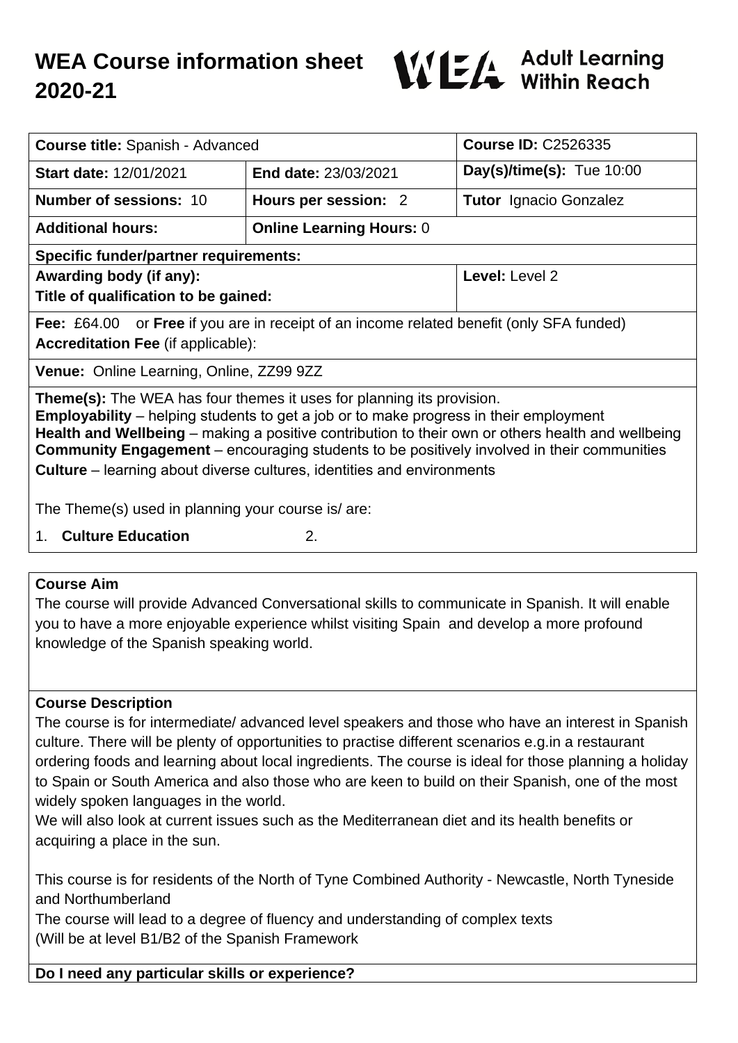# WEA Course information sheet 2020-21

WEA Adult Learning Within Reach

| **Course title:** Spanish - Advanced | | **Course ID:** C2526335 |
|---|---|---|
| **Start date:** 12/01/2021 | **End date:** 23/03/2021 | **Day(s)/time(s):** Tue 10:00 |
| **Number of sessions:** 10 | **Hours per session:** 2 | **Tutor** Ignacio Gonzalez |
| **Additional hours:** | **Online Learning Hours:** 0 | |
| **Specific funder/partner requirements:** | | |
| **Awarding body (if any):** **Title of qualification to be gained:** | | **Level:** Level 2 |
| **Fee:** £64.00 or **Free** if you are in receipt of an income related benefit (only SFA funded) **Accreditation Fee** (if applicable): | | |
| **Venue:** Online Learning, Online, ZZ99 9ZZ | | |

**Theme(s):** The WEA has four themes it uses for planning its provision.
**Employability** – helping students to get a job or to make progress in their employment
**Health and Wellbeing** – making a positive contribution to their own or others health and wellbeing
**Community Engagement** – encouraging students to be positively involved in their communities
**Culture** – learning about diverse cultures, identities and environments

The Theme(s) used in planning your course is/ are:

1. **Culture Education**
2. 

## Course Aim

The course will provide Advanced Conversational skills to communicate in Spanish. It will enable you to have a more enjoyable experience whilst visiting Spain and develop a more profound knowledge of the Spanish speaking world.

## Course Description

The course is for intermediate/ advanced level speakers and those who have an interest in Spanish culture. There will be plenty of opportunities to practise different scenarios e.g.in a restaurant ordering foods and learning about local ingredients. The course is ideal for those planning a holiday to Spain or South America and also those who are keen to build on their Spanish, one of the most widely spoken languages in the world.
We will also look at current issues such as the Mediterranean diet and its health benefits or acquiring a place in the sun.

This course is for residents of the North of Tyne Combined Authority - Newcastle, North Tyneside and Northumberland
The course will lead to a degree of fluency and understanding of complex texts
(Will be at level B1/B2 of the Spanish Framework

## Do I need any particular skills or experience?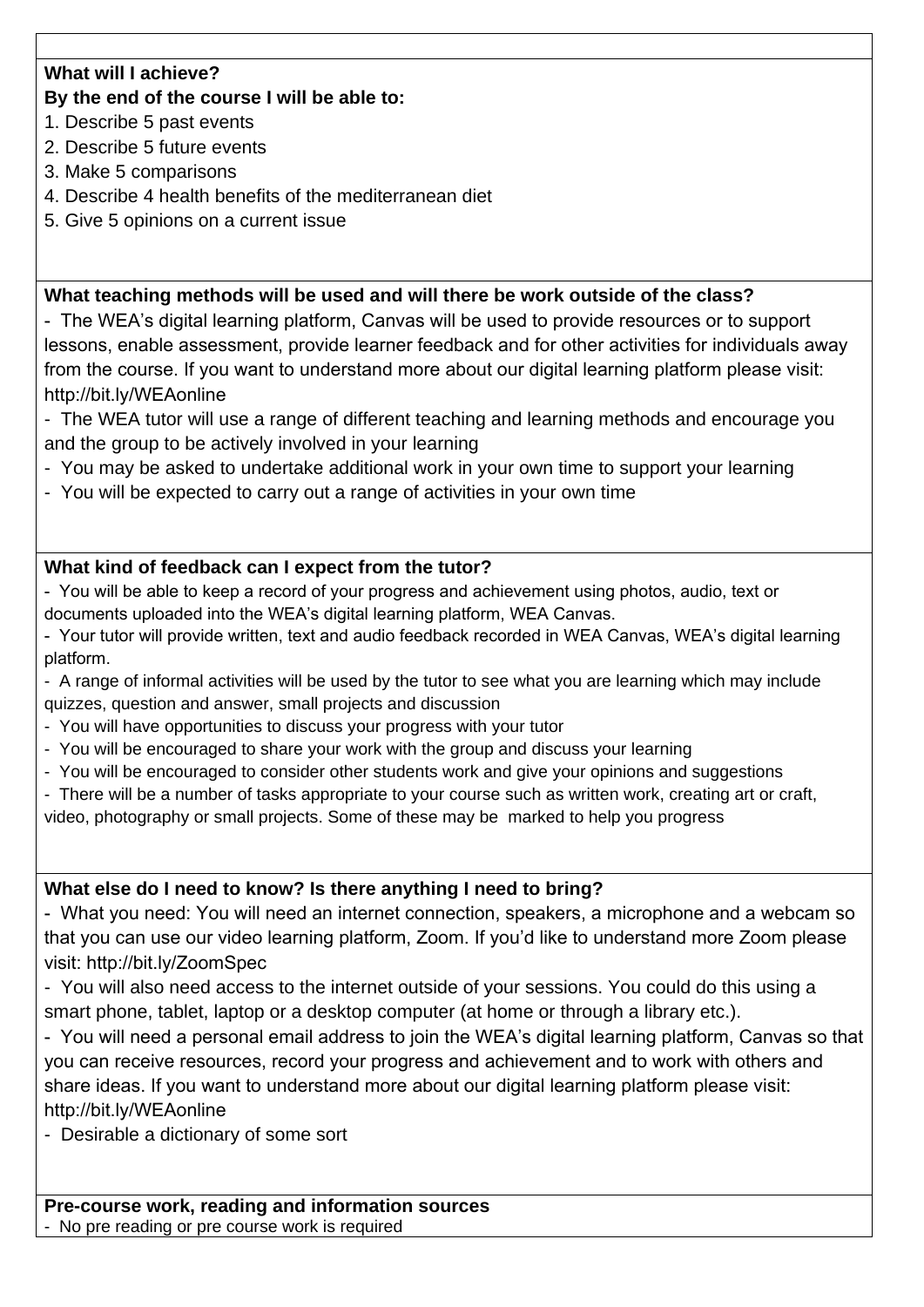**What will I achieve?**
**By the end of the course I will be able to:**

1. Describe 5 past events
2. Describe 5 future events
3. Make 5 comparisons
4. Describe 4 health benefits of the mediterranean diet
5. Give 5 opinions on a current issue

**What teaching methods will be used and will there be work outside of the class?**

- The WEA's digital learning platform, Canvas will be used to provide resources or to support lessons, enable assessment, provide learner feedback and for other activities for individuals away from the course. If you want to understand more about our digital learning platform please visit: http://bit.ly/WEAonline
- The WEA tutor will use a range of different teaching and learning methods and encourage you and the group to be actively involved in your learning
- You may be asked to undertake additional work in your own time to support your learning
- You will be expected to carry out a range of activities in your own time

**What kind of feedback can I expect from the tutor?**

- You will be able to keep a record of your progress and achievement using photos, audio, text or documents uploaded into the WEA's digital learning platform, WEA Canvas.
- Your tutor will provide written, text and audio feedback recorded in WEA Canvas, WEA's digital learning platform.
- A range of informal activities will be used by the tutor to see what you are learning which may include quizzes, question and answer, small projects and discussion
- You will have opportunities to discuss your progress with your tutor
- You will be encouraged to share your work with the group and discuss your learning
- You will be encouraged to consider other students work and give your opinions and suggestions
- There will be a number of tasks appropriate to your course such as written work, creating art or craft, video, photography or small projects. Some of these may be marked to help you progress

**What else do I need to know? Is there anything I need to bring?**

- What you need: You will need an internet connection, speakers, a microphone and a webcam so that you can use our video learning platform, Zoom. If you'd like to understand more Zoom please visit: http://bit.ly/ZoomSpec
- You will also need access to the internet outside of your sessions. You could do this using a smart phone, tablet, laptop or a desktop computer (at home or through a library etc.).
- You will need a personal email address to join the WEA's digital learning platform, Canvas so that you can receive resources, record your progress and achievement and to work with others and share ideas. If you want to understand more about our digital learning platform please visit: http://bit.ly/WEAonline
- Desirable a dictionary of some sort

**Pre-course work, reading and information sources**

- No pre reading or pre course work is required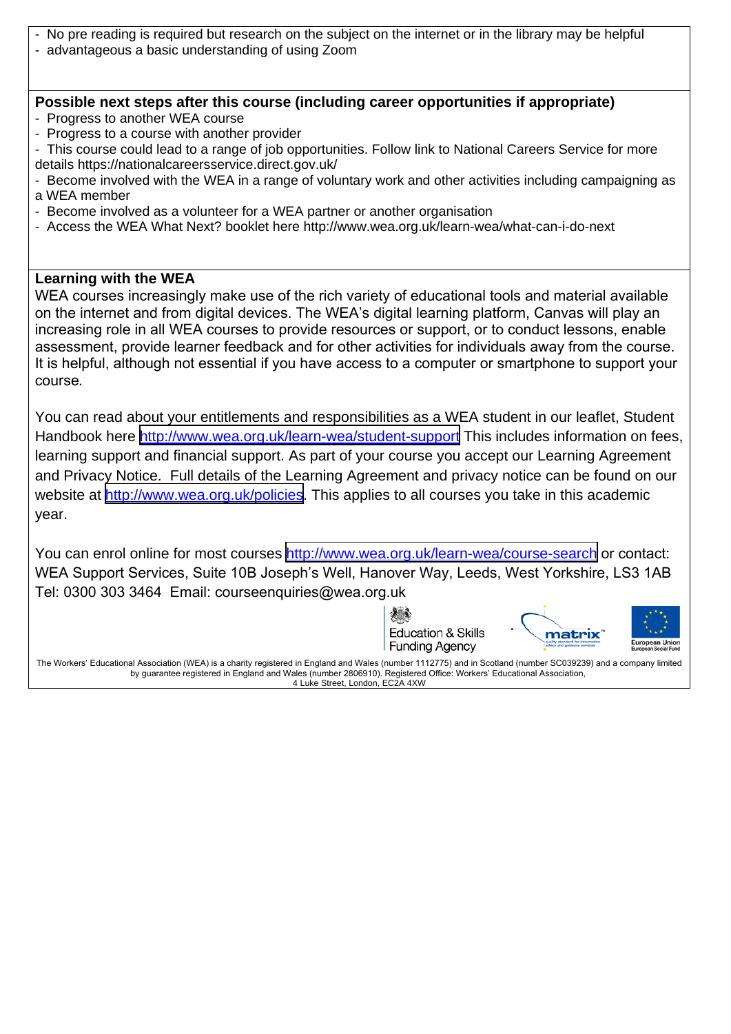- No pre reading is required but research on the subject on the internet or in the library may be helpful
- advantageous a basic understanding of using Zoom

**Possible next steps after this course (including career opportunities if appropriate)**

- Progress to another WEA course
- Progress to a course with another provider
- This course could lead to a range of job opportunities. Follow link to National Careers Service for more details https://nationalcareersservice.direct.gov.uk/
- Become involved with the WEA in a range of voluntary work and other activities including campaigning as a WEA member
- Become involved as a volunteer for a WEA partner or another organisation
- Access the WEA What Next? booklet here http://www.wea.org.uk/learn-wea/what-can-i-do-next

**Learning with the WEA**

WEA courses increasingly make use of the rich variety of educational tools and material available on the internet and from digital devices. The WEA's digital learning platform, Canvas will play an increasing role in all WEA courses to provide resources or support, or to conduct lessons, enable assessment, provide learner feedback and for other activities for individuals away from the course. It is helpful, although not essential if you have access to a computer or smartphone to support your course.

You can read about your entitlements and responsibilities as a WEA student in our leaflet, Student Handbook here http://www.wea.org.uk/learn-wea/student-support This includes information on fees, learning support and financial support. As part of your course you accept our Learning Agreement and Privacy Notice. Full details of the Learning Agreement and privacy notice can be found on our website at http://www.wea.org.uk/policies. This applies to all courses you take in this academic year.

You can enrol online for most courses http://www.wea.org.uk/learn-wea/course-search or contact:
WEA Support Services, Suite 10B Joseph's Well, Hanover Way, Leeds, West Yorkshire, LS3 1AB
Tel: 0300 303 3464 Email: courseenquiries@wea.org.uk

Education & Skills Funding Agency

matrix

European Union European Social Fund

The Workers' Educational Association (WEA) is a charity registered in England and Wales (number 1112775) and in Scotland (number SC039239) and a company limited by guarantee registered in England and Wales (number 2806910). Registered Office: Workers' Educational Association, 4 Luke Street, London, EC2A 4XW